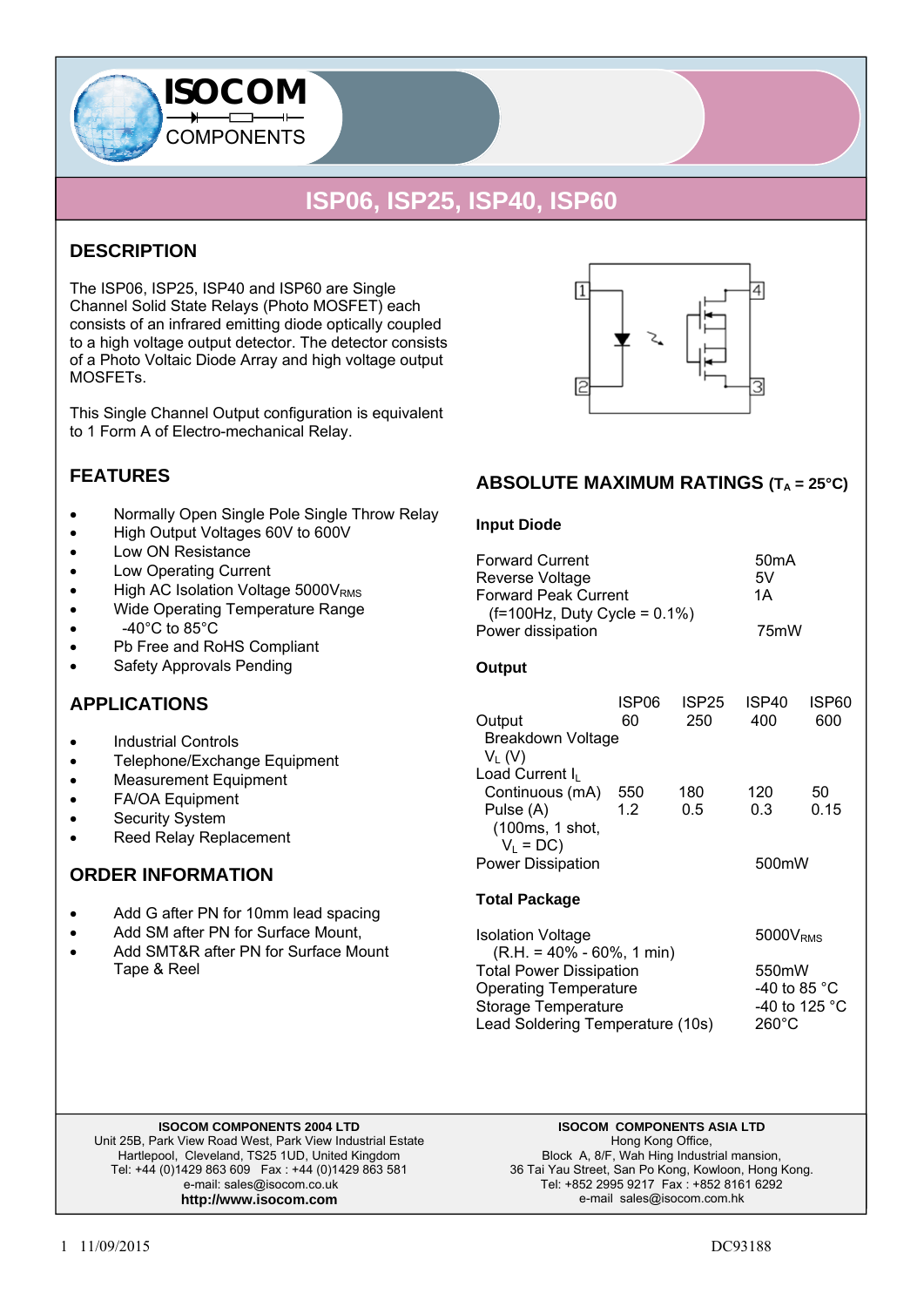ISOCOM COMPONENTS

# ISP06, ISP25, ISP40, ISP60

## DESCRIPTION

The ISP06, ISP25, ISP40 and ISP60 are Single Channel Solid State Relays (Photo MOSFET) each consists of an infrared emitting diode optically coupled to a high voltage output detector. The detector consists of a Photo Voltaic Diode Array and high voltage output MOSFETs.

This Single Channel Output configuration is equivalent to 1 Form A of Electro-mechanical Relay.

## FEATURES

- Normally Open Single Pole Single Throw Relay
- High Output Voltages 60V to 600V
- Low ON Resistance
- Low Operating Current
- High AC Isolation Voltage 5000$V_{RMS}$
- Wide Operating Temperature Range
- -40°C to 85°C
- Pb Free and RoHS Compliant
- Safety Approvals Pending

## APPLICATIONS

- Industrial Controls
- Telephone/Exchange Equipment
- Measurement Equipment
- FA/OA Equipment
- Security System
- Reed Relay Replacement

## ORDER INFORMATION

- Add G after PN for 10mm lead spacing
- Add SM after PN for Surface Mount,
- Add SMT&R after PN for Surface Mount Tape & Reel

## ABSOLUTE MAXIMUM RATINGS ($T_A$ = 25°C)

### Input Diode

| | |
|---|---|
| Forward Current | 50mA |
| Reverse Voltage | 5V |
| Forward Peak Current (f=100Hz, Duty Cycle = 0.1%) | 1A |
| Power dissipation | 75mW |

### Output

| | ISP06 | ISP25 | ISP40 | ISP60 |
|---|---|---|---|---|
| Output Breakdown Voltage $V_L$ (V) | 60 | 250 | 400 | 600 |
| Load Current $I_L$ | | | | |
| Continuous (mA) | 550 | 180 | 120 | 50 |
| Pulse (A) (100ms, 1 shot, $V_L$ = DC) | 1.2 | 0.5 | 0.3 | 0.15 |
| Power Dissipation | | | 500mW | |

### Total Package

| | |
|---|---|
| Isolation Voltage (R.H. = 40% - 60%, 1 min) | 5000$V_{RMS}$ |
| Total Power Dissipation | 550mW |
| Operating Temperature | -40 to 85 °C |
| Storage Temperature | -40 to 125 °C |
| Lead Soldering Temperature (10s) | 260°C |

**ISOCOM COMPONENTS 2004 LTD**
Unit 25B, Park View Road West, Park View Industrial Estate
Hartlepool, Cleveland, TS25 1UD, United Kingdom
Tel: +44 (0)1429 863 609 Fax : +44 (0)1429 863 581
e-mail: sales@isocom.co.uk
**http://www.isocom.com**

**ISOCOM COMPONENTS ASIA LTD**
Hong Kong Office,
Block A, 8/F, Wah Hing Industrial mansion,
36 Tai Yau Street, San Po Kong, Kowloon, Hong Kong.
Tel: +852 2995 9217 Fax : +852 8161 6292
e-mail sales@isocom.com.hk

11/09/2015 DC93188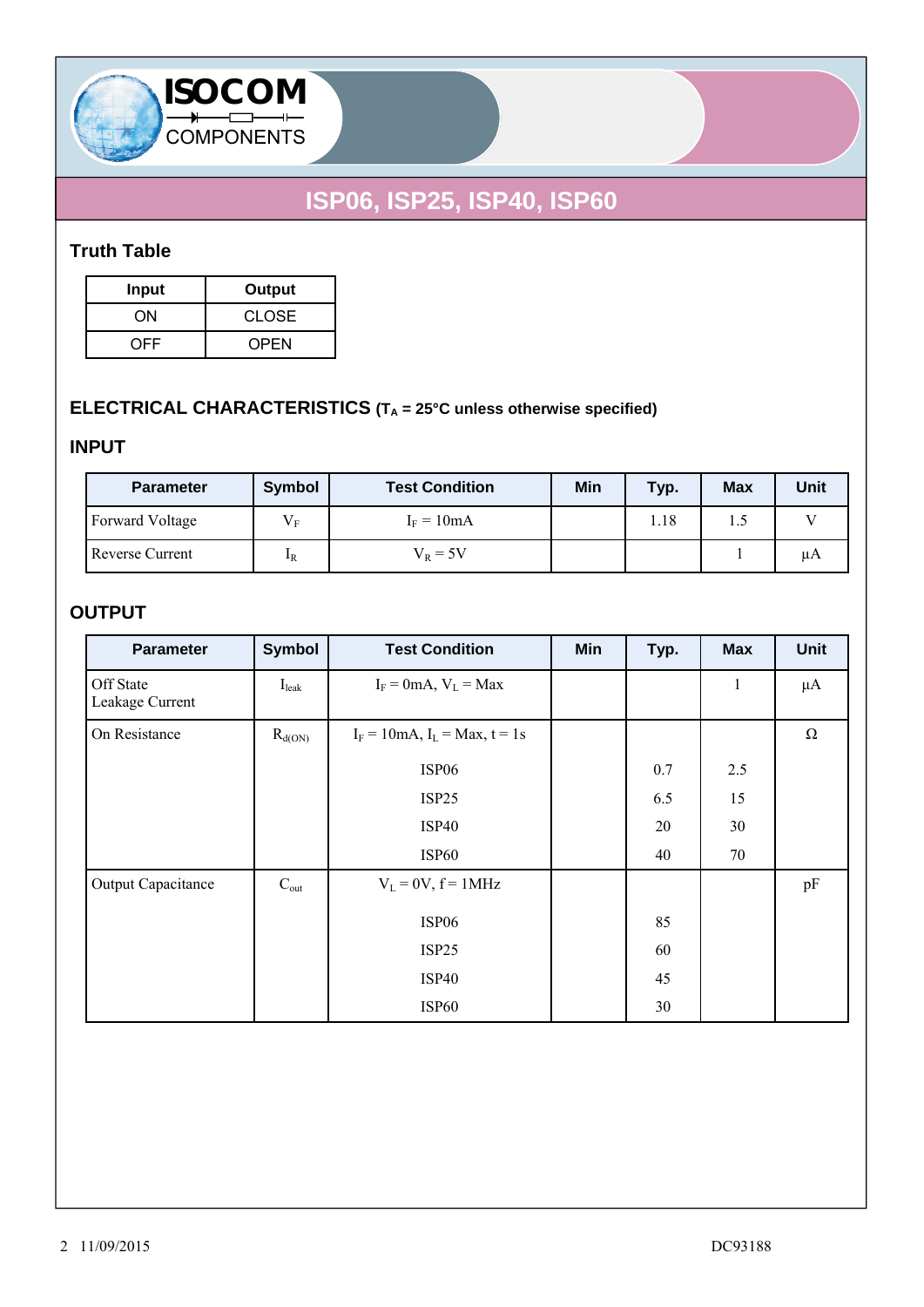# ISP06, ISP25, ISP40, ISP60

## Truth Table

| Input | Output |
|---|---|
| ON | CLOSE |
| OFF | OPEN |

## ELECTRICAL CHARACTERISTICS ($T_A$ = 25°C unless otherwise specified)

### INPUT

| Parameter | Symbol | Test Condition | Min | Typ. | Max | Unit |
|---|---|---|---|---|---|---|
| Forward Voltage | $V_F$ | $I_F$ = 10mA | | 1.18 | 1.5 | V |
| Reverse Current | $I_R$ | $V_R$ = 5V | | | 1 | μA |

### OUTPUT

| Parameter | Symbol | Test Condition | Min | Typ. | Max | Unit |
|---|---|---|---|---|---|---|
| Off State Leakage Current | $I_{leak}$ | $I_F$ = 0mA, $V_L$ = Max | | | 1 | μA |
| On Resistance | $R_{d(ON)}$ | $I_F$ = 10mA, $I_L$ = Max, t = 1s | | | | Ω |
| | | ISP06 | | 0.7 | 2.5 | |
| | | ISP25 | | 6.5 | 15 | |
| | | ISP40 | | 20 | 30 | |
| | | ISP60 | | 40 | 70 | |
| Output Capacitance | $C_{out}$ | $V_L$ = 0V, f = 1MHz | | | | pF |
| | | ISP06 | | 85 | | |
| | | ISP25 | | 60 | | |
| | | ISP40 | | 45 | | |
| | | ISP60 | | 30 | | |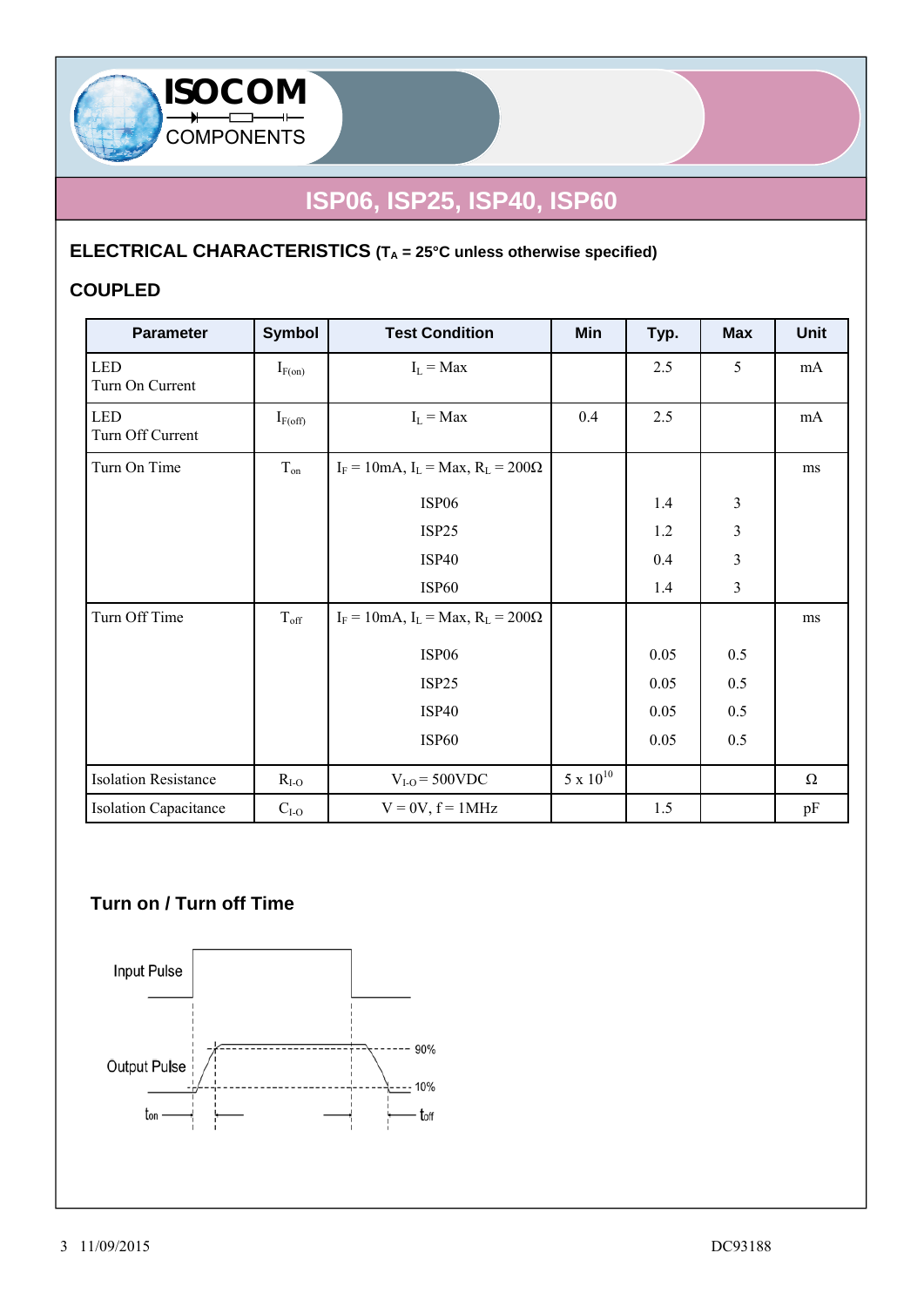# ISP06, ISP25, ISP40, ISP60

## ELECTRICAL CHARACTERISTICS ($T_A$ = 25°C unless otherwise specified)

## COUPLED

| Parameter | Symbol | Test Condition | Min | Typ. | Max | Unit |
|---|---|---|---|---|---|---|
| LED Turn On Current | $I_{F(on)}$ | $I_L$ = Max | | 2.5 | 5 | mA |
| LED Turn Off Current | $I_{F(off)}$ | $I_L$ = Max | 0.4 | 2.5 | | mA |
| Turn On Time | $T_{on}$ | $I_F$ = 10mA, $I_L$ = Max, $R_L$ = 200Ω | | | | ms |
| | | ISP06 | | 1.4 | 3 | |
| | | ISP25 | | 1.2 | 3 | |
| | | ISP40 | | 0.4 | 3 | |
| | | ISP60 | | 1.4 | 3 | |
| Turn Off Time | $T_{off}$ | $I_F$ = 10mA, $I_L$ = Max, $R_L$ = 200Ω | | | | ms |
| | | ISP06 | | 0.05 | 0.5 | |
| | | ISP25 | | 0.05 | 0.5 | |
| | | ISP40 | | 0.05 | 0.5 | |
| | | ISP60 | | 0.05 | 0.5 | |
| Isolation Resistance | $R_{I-O}$ | $V_{I-O}$ = 500VDC | $5 \times 10^{10}$ | | | Ω |
| Isolation Capacitance | $C_{I-O}$ | V = 0V, f = 1MHz | | 1.5 | | pF |

### Turn on / Turn off Time

Input Pulse

Output Pulse

90%

10%

$t_{on}$

$t_{off}$

DC93188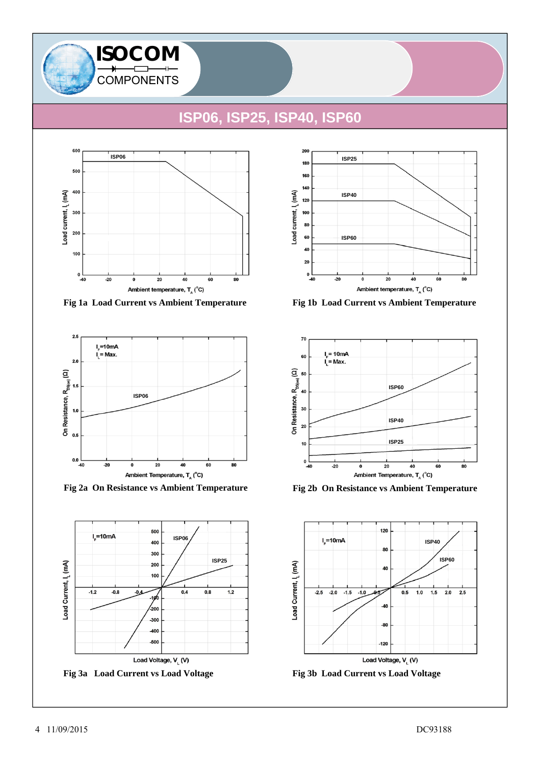# ISP06, ISP25, ISP40, ISP60

Fig 1a Load Current vs Ambient Temperature

Fig 1b Load Current vs Ambient Temperature

Fig 2a On Resistance vs Ambient Temperature

Fig 2b On Resistance vs Ambient Temperature

Fig 3a Load Current vs Load Voltage

Fig 3b Load Current vs Load Voltage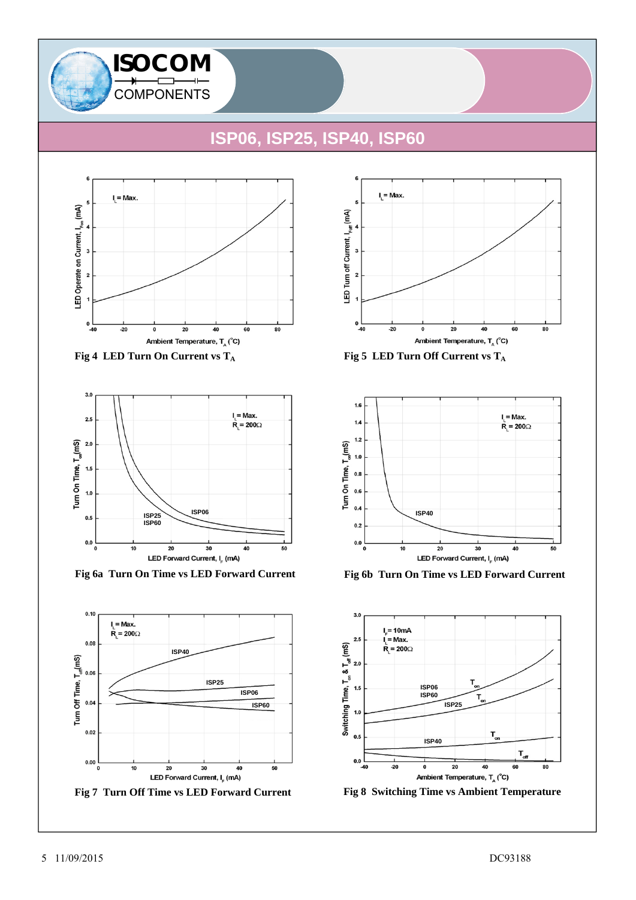# ISP06, ISP25, ISP40, ISP60

Fig 4 LED Turn On Current vs $T_A$

Fig 5 LED Turn Off Current vs $T_A$

Fig 6a Turn On Time vs LED Forward Current

Fig 6b Turn On Time vs LED Forward Current

Fig 7 Turn Off Time vs LED Forward Current

Fig 8 Switching Time vs Ambient Temperature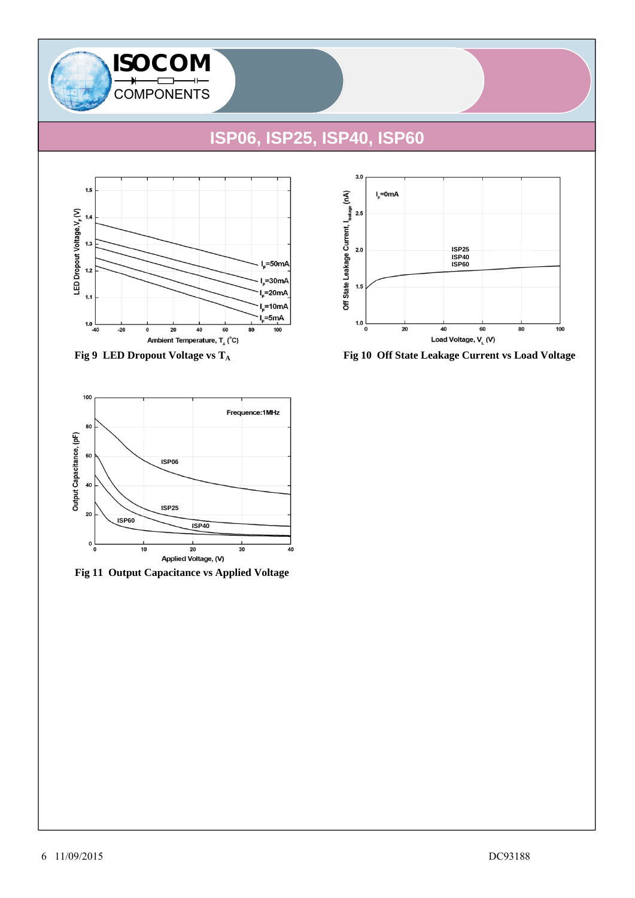# ISP06, ISP25, ISP40, ISP60

Fig 9 LED Dropout Voltage vs $T_A$

Fig 10 Off State Leakage Current vs Load Voltage

Fig 11 Output Capacitance vs Applied Voltage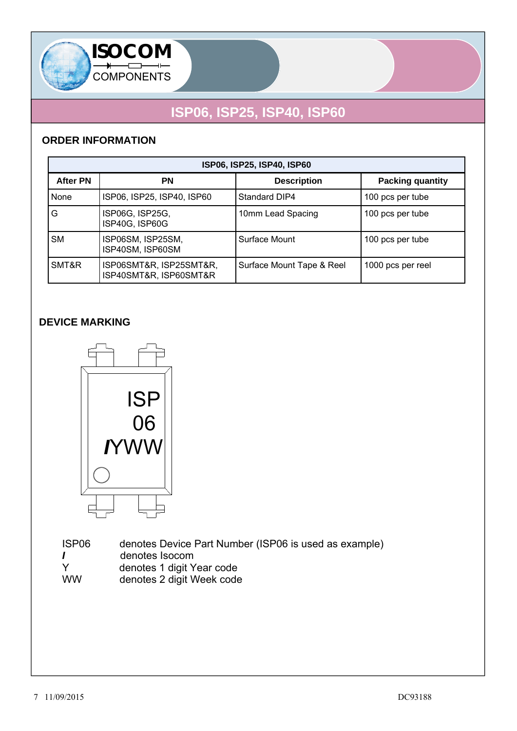# ISP06, ISP25, ISP40, ISP60

## ORDER INFORMATION

| ISP06, ISP25, ISP40, ISP60 | | | |
|---|---|---|---|
| **After PN** | **PN** | **Description** | **Packing quantity** |
| None | ISP06, ISP25, ISP40, ISP60 | Standard DIP4 | 100 pcs per tube |
| G | ISP06G, ISP25G, ISP40G, ISP60G | 10mm Lead Spacing | 100 pcs per tube |
| SM | ISP06SM, ISP25SM, ISP40SM, ISP60SM | Surface Mount | 100 pcs per tube |
| SMT&R | ISP06SMT&R, ISP25SMT&R, ISP40SMT&R, ISP60SMT&R | Surface Mount Tape & Reel | 1000 pcs per reel |

## DEVICE MARKING

ISP
06
*I*YWW

| | |
|---|---|
| ISP06 | denotes Device Part Number (ISP06 is used as example) |
| *I* | denotes Isocom |
| Y | denotes 1 digit Year code |
| WW | denotes 2 digit Week code |

11/09/2015 DC93188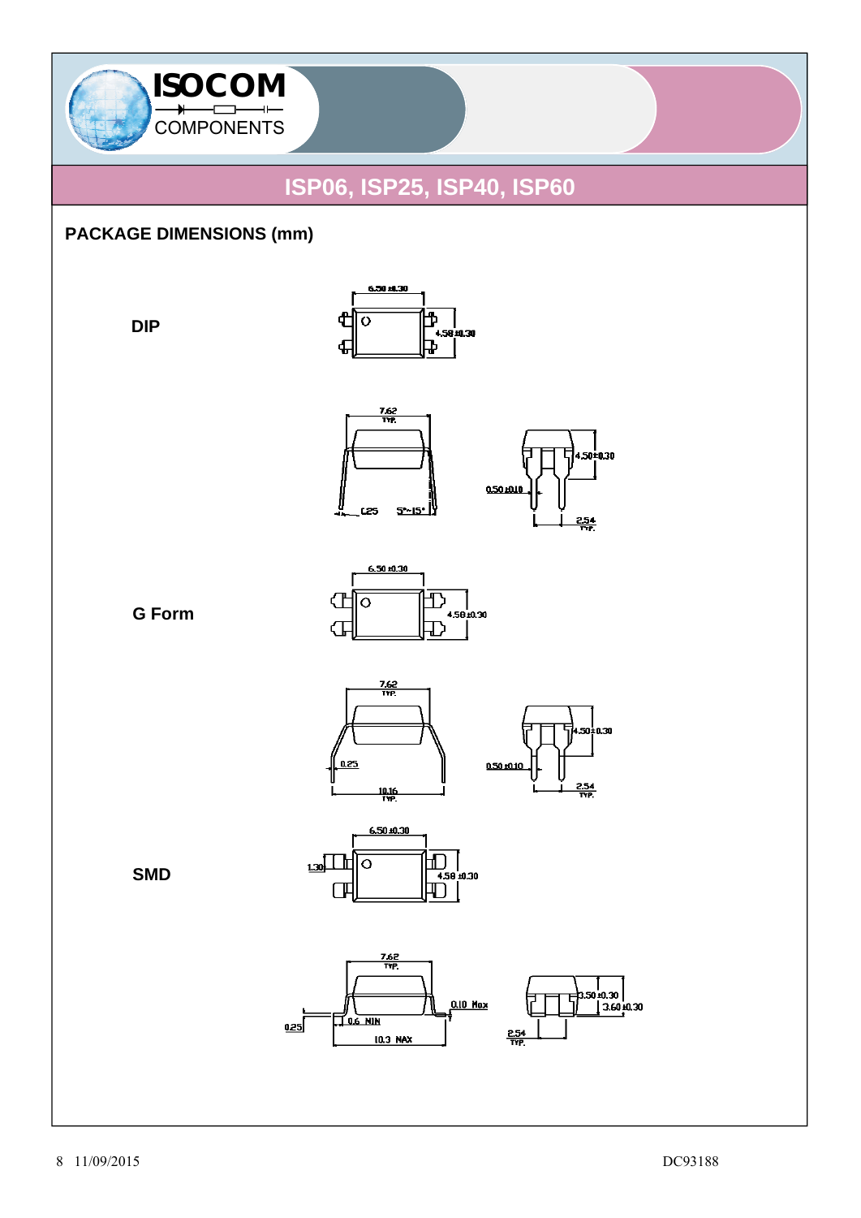## PACKAGE DIMENSIONS (mm)

**DIP**

6.50 ±0.30

4.50 ±0.30

7.62 TYP.

0.25

5°~15°

4.50±0.30

0.50±0.10

2.54 TYP.

**G Form**

6.50 ±0.30

4.50 ±0.30

7.62 TYP.

0.25

10.16 TYP.

4.50±0.30

0.50±0.10

2.54 TYP.

**SMD**

6.50 ±0.30

1.30

4.50 ±0.30

7.62 TYP.

0.10 Max

0.25

0.6 MIN

10.3 MAX

3.50 ±0.30

3.60 ±0.30

2.54 TYP.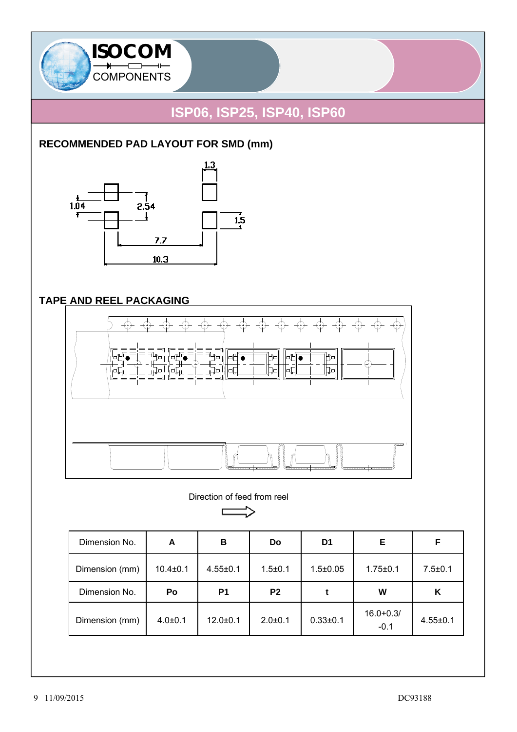## ISP06, ISP25, ISP40, ISP60

### RECOMMENDED PAD LAYOUT FOR SMD (mm)

1.3

1.04

2.54

1.5

7.7

10.3

### TAPE AND REEL PACKAGING

Direction of feed from reel

| Dimension No. | A | B | Do | D1 | E | F |
|---|---|---|---|---|---|---|
| Dimension (mm) | 10.4±0.1 | 4.55±0.1 | 1.5±0.1 | 1.5±0.05 | 1.75±0.1 | 7.5±0.1 |
| Dimension No. | Po | P1 | P2 | t | W | K |
| Dimension (mm) | 4.0±0.1 | 12.0±0.1 | 2.0±0.1 | 0.33±0.1 | 16.0+0.3/ -0.1 | 4.55±0.1 |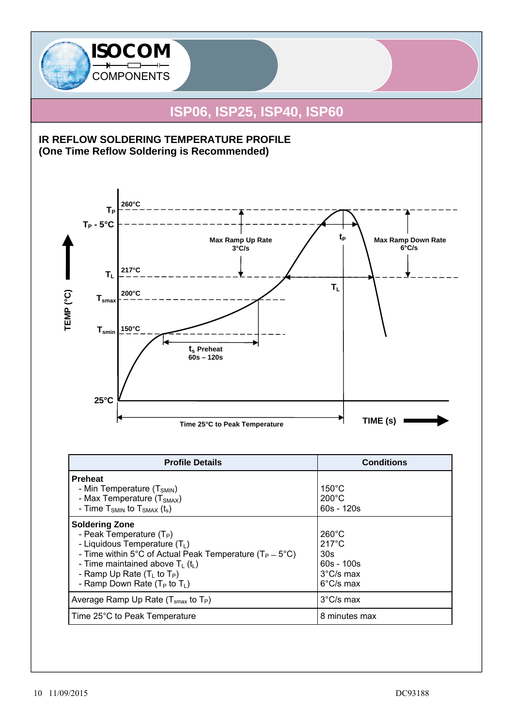## IR REFLOW SOLDERING TEMPERATURE PROFILE
## (One Time Reflow Soldering is Recommended)

| Profile Details | Conditions |
|---|---|
| **Preheat**<br>- Min Temperature ($T_{SMIN}$)<br>- Max Temperature ($T_{SMAX}$)<br>- Time $T_{SMIN}$ to $T_{SMAX}$ ($t_s$) | <br>150°C<br>200°C<br>60s - 120s |
| **Soldering Zone**<br>- Peak Temperature ($T_P$)<br>- Liquidous Temperature ($T_L$)<br>- Time within 5°C of Actual Peak Temperature ($T_P$ – 5°C)<br>- Time maintained above $T_L$ ($t_L$)<br>- Ramp Up Rate ($T_L$ to $T_P$)<br>- Ramp Down Rate ($T_P$ to $T_L$) | <br>260°C<br>217°C<br>30s<br>60s - 100s<br>3°C/s max<br>6°C/s max |
| Average Ramp Up Rate ($T_{smax}$ to $T_P$) | 3°C/s max |
| Time 25°C to Peak Temperature | 8 minutes max |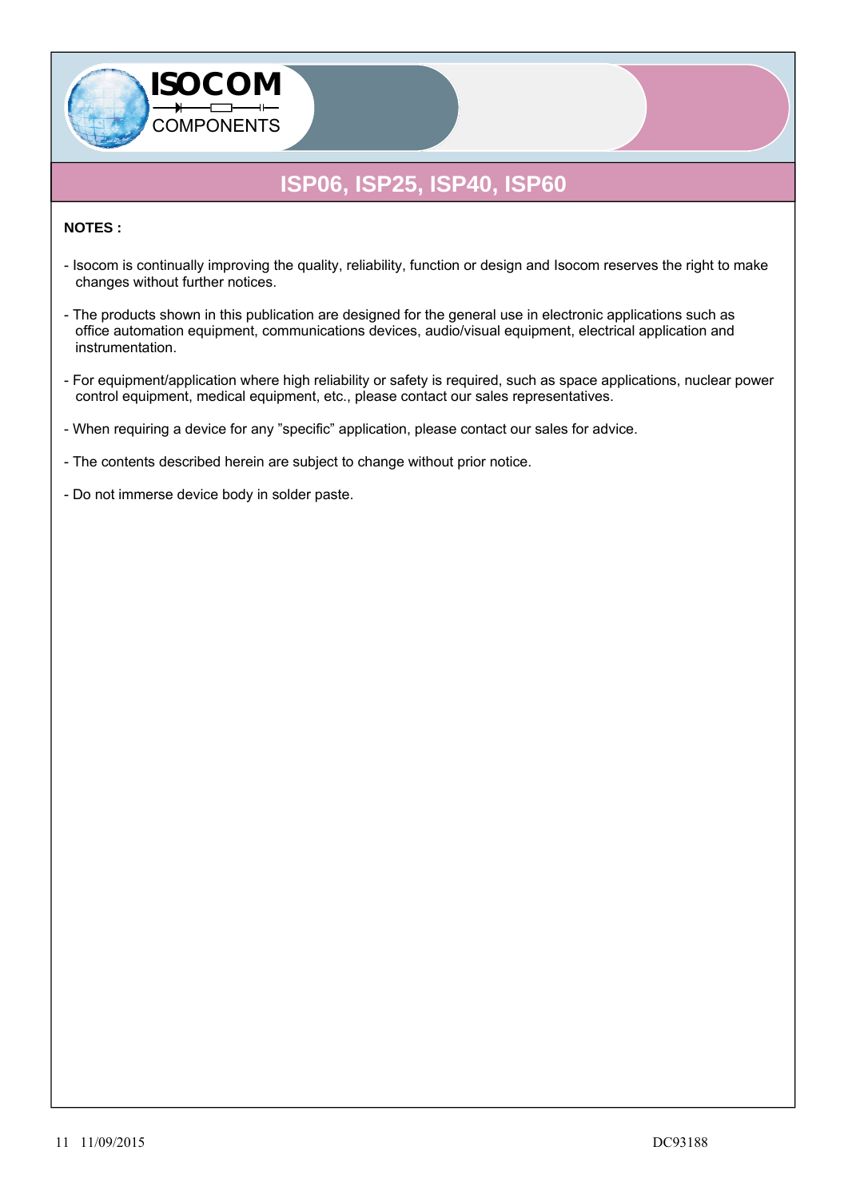# ISP06, ISP25, ISP40, ISP60

**NOTES :**

- Isocom is continually improving the quality, reliability, function or design and Isocom reserves the right to make changes without further notices.

- The products shown in this publication are designed for the general use in electronic applications such as office automation equipment, communications devices, audio/visual equipment, electrical application and instrumentation.

- For equipment/application where high reliability or safety is required, such as space applications, nuclear power control equipment, medical equipment, etc., please contact our sales representatives.

- When requiring a device for any "specific" application, please contact our sales for advice.

- The contents described herein are subject to change without prior notice.

- Do not immerse device body in solder paste.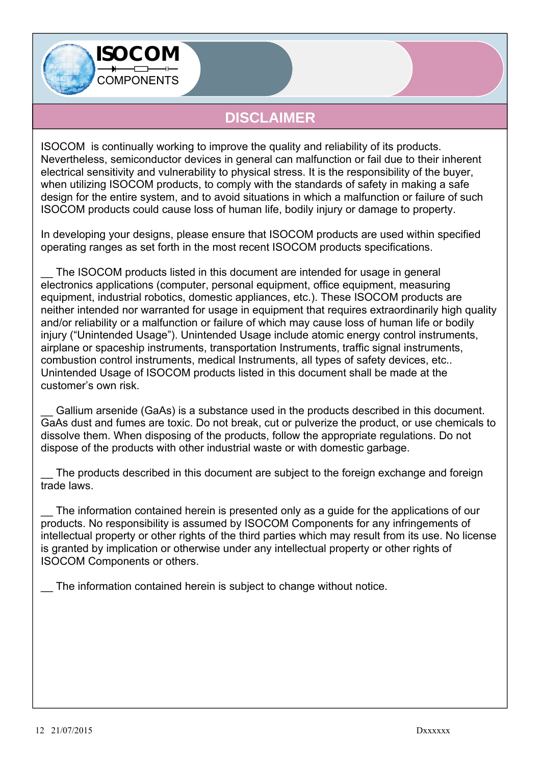ISOCOM

COMPONENTS

# DISCLAIMER

ISOCOM is continually working to improve the quality and reliability of its products. Nevertheless, semiconductor devices in general can malfunction or fail due to their inherent electrical sensitivity and vulnerability to physical stress. It is the responsibility of the buyer, when utilizing ISOCOM products, to comply with the standards of safety in making a safe design for the entire system, and to avoid situations in which a malfunction or failure of such ISOCOM products could cause loss of human life, bodily injury or damage to property.

In developing your designs, please ensure that ISOCOM products are used within specified operating ranges as set forth in the most recent ISOCOM products specifications.

__ The ISOCOM products listed in this document are intended for usage in general electronics applications (computer, personal equipment, office equipment, measuring equipment, industrial robotics, domestic appliances, etc.). These ISOCOM products are neither intended nor warranted for usage in equipment that requires extraordinarily high quality and/or reliability or a malfunction or failure of which may cause loss of human life or bodily injury ("Unintended Usage"). Unintended Usage include atomic energy control instruments, airplane or spaceship instruments, transportation Instruments, traffic signal instruments, combustion control instruments, medical Instruments, all types of safety devices, etc.. Unintended Usage of ISOCOM products listed in this document shall be made at the customer's own risk.

__ Gallium arsenide (GaAs) is a substance used in the products described in this document. GaAs dust and fumes are toxic. Do not break, cut or pulverize the product, or use chemicals to dissolve them. When disposing of the products, follow the appropriate regulations. Do not dispose of the products with other industrial waste or with domestic garbage.

__ The products described in this document are subject to the foreign exchange and foreign trade laws.

__ The information contained herein is presented only as a guide for the applications of our products. No responsibility is assumed by ISOCOM Components for any infringements of intellectual property or other rights of the third parties which may result from its use. No license is granted by implication or otherwise under any intellectual property or other rights of ISOCOM Components or others.

__ The information contained herein is subject to change without notice.